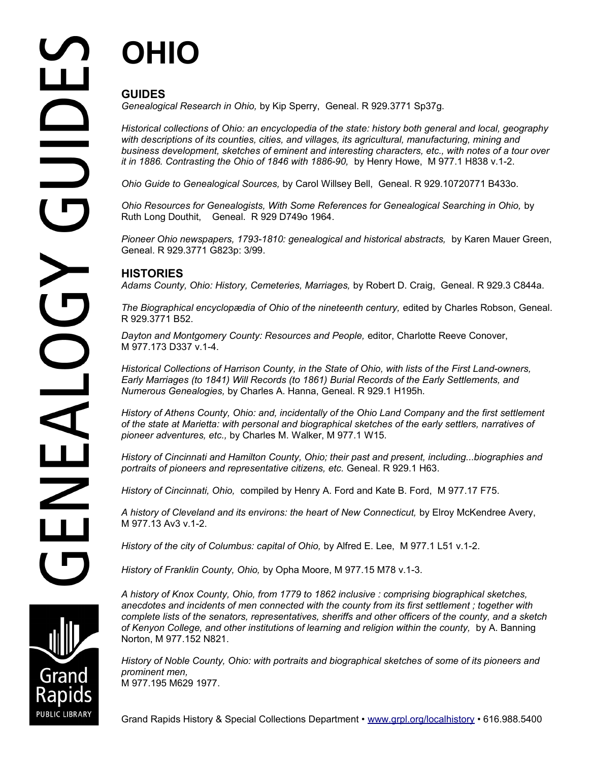# OHIO

## GUIDES

*Genealogical Research in Ohio,* by Kip Sperry, Geneal. R 929.3771 Sp37g.

*Historical collections of Ohio: an encyclopedia of the state: history both general and local, geography with descriptions of its counties, cities, and villages, its agricultural, manufacturing, mining and business development, sketches of eminent and interesting characters, etc., with notes of a tour over it in 1886. Contrasting the Ohio of 1846 with 1886-90,* by Henry Howe, M 977.1 H838 v.1-2.

*Ohio Guide to Genealogical Sources,* by Carol Willsey Bell, Geneal. R 929.10720771 B433o.

*Ohio Resources for Genealogists, With Some References for Genealogical Searching in Ohio,* by Ruth Long Douthit, Geneal. R 929 D749o 1964.

*Pioneer Ohio newspapers, 1793-1810: genealogical and historical abstracts,* by Karen Mauer Green, Geneal. R 929.3771 G823p: 3/99.

## HISTORIES

*Adams County, Ohio: History, Cemeteries, Marriages,* by Robert D. Craig, Geneal. R 929.3 C844a.

*The Biographical encyclopædia of Ohio of the nineteenth century,* edited by Charles Robson, Geneal. R 929.3771 B52.

*Dayton and Montgomery County: Resources and People,* editor, Charlotte Reeve Conover, M 977.173 D337 v.1-4.

*Historical Collections of Harrison County, in the State of Ohio, with lists of the First Land-owners, Early Marriages (to 1841) Will Records (to 1861) Burial Records of the Early Settlements, and Numerous Genealogies,* by Charles A. Hanna, Geneal. R 929.1 H195h.

*History of Athens County, Ohio: and, incidentally of the Ohio Land Company and the first settlement of the state at Marietta: with personal and biographical sketches of the early settlers, narratives of pioneer adventures, etc.,* by Charles M. Walker, M 977.1 W15.

*History of Cincinnati and Hamilton County, Ohio; their past and present, including...biographies and portraits of pioneers and representative citizens, etc.* Geneal. R 929.1 H63.

*History of Cincinnati, Ohio,* compiled by Henry A. Ford and Kate B. Ford, M 977.17 F75.

*A history of Cleveland and its environs: the heart of New Connecticut,* by Elroy McKendree Avery, M 977.13 Av3 v.1-2.

*History of the city of Columbus: capital of Ohio,* by Alfred E. Lee, M 977.1 L51 v.1-2.

*History of Franklin County, Ohio,* by Opha Moore, M 977.15 M78 v.1-3.

*A history of Knox County, Ohio, from 1779 to 1862 inclusive : comprising biographical sketches, anecdotes and incidents of men connected with the county from its first settlement ; together with complete lists of the senators, representatives, sheriffs and other officers of the county, and a sketch of Kenyon College, and other institutions of learning and religion within the county,* by A. Banning Norton, M 977.152 N821.

*History of Noble County, Ohio: with portraits and biographical sketches of some of its pioneers and prominent men,*
M 977.195 M629 1977.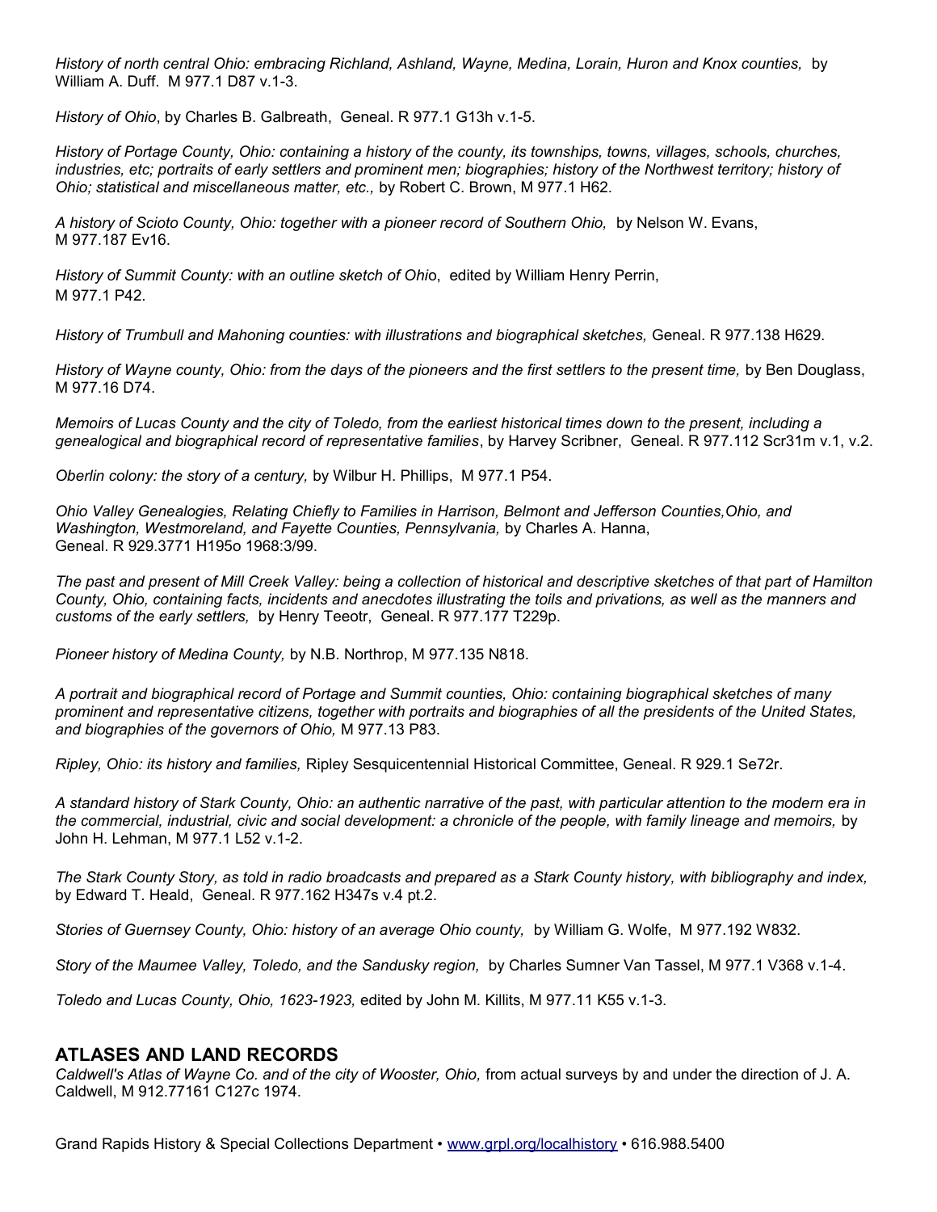*History of north central Ohio: embracing Richland, Ashland, Wayne, Medina, Lorain, Huron and Knox counties,* by William A. Duff. M 977.1 D87 v.1-3.

*History of Ohio*, by Charles B. Galbreath, Geneal. R 977.1 G13h v.1-5.

*History of Portage County, Ohio: containing a history of the county, its townships, towns, villages, schools, churches, industries, etc; portraits of early settlers and prominent men; biographies; history of the Northwest territory; history of Ohio; statistical and miscellaneous matter, etc.,* by Robert C. Brown, M 977.1 H62.

*A history of Scioto County, Ohio: together with a pioneer record of Southern Ohio,* by Nelson W. Evans, M 977.187 Ev16.

*History of Summit County: with an outline sketch of Ohio*, edited by William Henry Perrin, M 977.1 P42.

*History of Trumbull and Mahoning counties: with illustrations and biographical sketches,* Geneal. R 977.138 H629.

*History of Wayne county, Ohio: from the days of the pioneers and the first settlers to the present time,* by Ben Douglass, M 977.16 D74.

*Memoirs of Lucas County and the city of Toledo, from the earliest historical times down to the present, including a genealogical and biographical record of representative families*, by Harvey Scribner, Geneal. R 977.112 Scr31m v.1, v.2.

*Oberlin colony: the story of a century,* by Wilbur H. Phillips, M 977.1 P54.

*Ohio Valley Genealogies, Relating Chiefly to Families in Harrison, Belmont and Jefferson Counties,Ohio, and Washington, Westmoreland, and Fayette Counties, Pennsylvania,* by Charles A. Hanna, Geneal. R 929.3771 H195o 1968:3/99.

*The past and present of Mill Creek Valley: being a collection of historical and descriptive sketches of that part of Hamilton County, Ohio, containing facts, incidents and anecdotes illustrating the toils and privations, as well as the manners and customs of the early settlers,* by Henry Teeotr, Geneal. R 977.177 T229p.

*Pioneer history of Medina County,* by N.B. Northrop, M 977.135 N818.

*A portrait and biographical record of Portage and Summit counties, Ohio: containing biographical sketches of many prominent and representative citizens, together with portraits and biographies of all the presidents of the United States, and biographies of the governors of Ohio,* M 977.13 P83.

*Ripley, Ohio: its history and families,* Ripley Sesquicentennial Historical Committee, Geneal. R 929.1 Se72r.

*A standard history of Stark County, Ohio: an authentic narrative of the past, with particular attention to the modern era in the commercial, industrial, civic and social development: a chronicle of the people, with family lineage and memoirs,* by John H. Lehman, M 977.1 L52 v.1-2.

*The Stark County Story, as told in radio broadcasts and prepared as a Stark County history, with bibliography and index,* by Edward T. Heald, Geneal. R 977.162 H347s v.4 pt.2.

*Stories of Guernsey County, Ohio: history of an average Ohio county,* by William G. Wolfe, M 977.192 W832.

*Story of the Maumee Valley, Toledo, and the Sandusky region,* by Charles Sumner Van Tassel, M 977.1 V368 v.1-4.

*Toledo and Lucas County, Ohio, 1623-1923,* edited by John M. Killits, M 977.11 K55 v.1-3.

## ATLASES AND LAND RECORDS

*Caldwell's Atlas of Wayne Co. and of the city of Wooster, Ohio,* from actual surveys by and under the direction of J. A. Caldwell, M 912.77161 C127c 1974.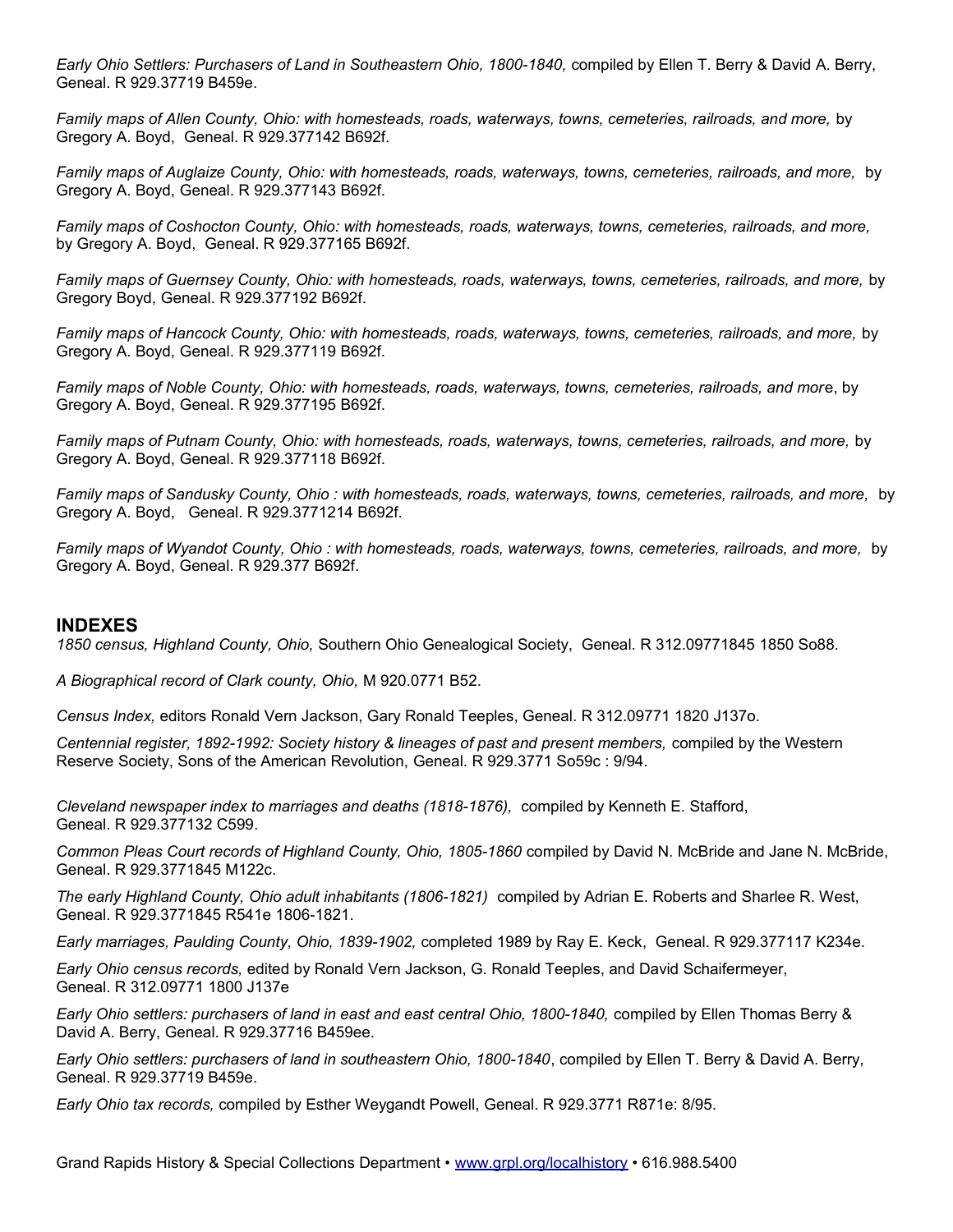*Early Ohio Settlers: Purchasers of Land in Southeastern Ohio, 1800-1840,* compiled by Ellen T. Berry & David A. Berry, Geneal. R 929.37719 B459e.

*Family maps of Allen County, Ohio: with homesteads, roads, waterways, towns, cemeteries, railroads, and more,* by Gregory A. Boyd, Geneal. R 929.377142 B692f.

*Family maps of Auglaize County, Ohio: with homesteads, roads, waterways, towns, cemeteries, railroads, and more,* by Gregory A. Boyd, Geneal. R 929.377143 B692f.

*Family maps of Coshocton County, Ohio: with homesteads, roads, waterways, towns, cemeteries, railroads, and more,* by Gregory A. Boyd, Geneal. R 929.377165 B692f.

*Family maps of Guernsey County, Ohio: with homesteads, roads, waterways, towns, cemeteries, railroads, and more,* by Gregory Boyd, Geneal. R 929.377192 B692f.

*Family maps of Hancock County, Ohio: with homesteads, roads, waterways, towns, cemeteries, railroads, and more,* by Gregory A. Boyd, Geneal. R 929.377119 B692f.

*Family maps of Noble County, Ohio: with homesteads, roads, waterways, towns, cemeteries, railroads, and more*, by Gregory A. Boyd, Geneal. R 929.377195 B692f.

*Family maps of Putnam County, Ohio: with homesteads, roads, waterways, towns, cemeteries, railroads, and more,* by Gregory A. Boyd, Geneal. R 929.377118 B692f.

*Family maps of Sandusky County, Ohio : with homesteads, roads, waterways, towns, cemeteries, railroads, and more,* by Gregory A. Boyd, Geneal. R 929.3771214 B692f.

*Family maps of Wyandot County, Ohio : with homesteads, roads, waterways, towns, cemeteries, railroads, and more,* by Gregory A. Boyd, Geneal. R 929.377 B692f.

## INDEXES

*1850 census, Highland County, Ohio,* Southern Ohio Genealogical Society, Geneal. R 312.09771845 1850 So88.

*A Biographical record of Clark county, Ohio,* M 920.0771 B52.

*Census Index,* editors Ronald Vern Jackson, Gary Ronald Teeples, Geneal. R 312.09771 1820 J137o.

*Centennial register, 1892-1992: Society history & lineages of past and present members,* compiled by the Western Reserve Society, Sons of the American Revolution, Geneal. R 929.3771 So59c : 9/94.

*Cleveland newspaper index to marriages and deaths (1818-1876),* compiled by Kenneth E. Stafford, Geneal. R 929.377132 C599.

*Common Pleas Court records of Highland County, Ohio, 1805-1860* compiled by David N. McBride and Jane N. McBride, Geneal. R 929.3771845 M122c.

*The early Highland County, Ohio adult inhabitants (1806-1821)* compiled by Adrian E. Roberts and Sharlee R. West, Geneal. R 929.3771845 R541e 1806-1821.

*Early marriages, Paulding County, Ohio, 1839-1902,* completed 1989 by Ray E. Keck, Geneal. R 929.377117 K234e.

*Early Ohio census records,* edited by Ronald Vern Jackson, G. Ronald Teeples, and David Schaifermeyer, Geneal. R 312.09771 1800 J137e

*Early Ohio settlers: purchasers of land in east and east central Ohio, 1800-1840,* compiled by Ellen Thomas Berry & David A. Berry, Geneal. R 929.37716 B459ee.

*Early Ohio settlers: purchasers of land in southeastern Ohio, 1800-1840*, compiled by Ellen T. Berry & David A. Berry, Geneal. R 929.37719 B459e.

*Early Ohio tax records,* compiled by Esther Weygandt Powell, Geneal. R 929.3771 R871e: 8/95.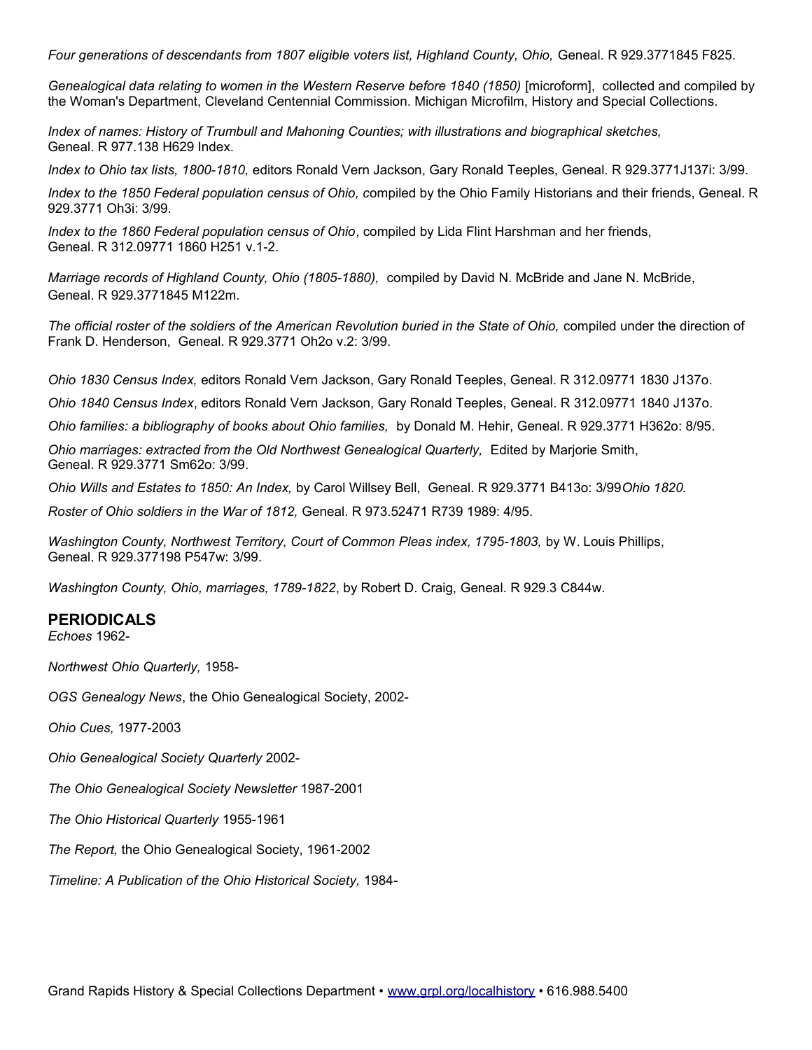*Four generations of descendants from 1807 eligible voters list, Highland County, Ohio,* Geneal. R 929.3771845 F825.

*Genealogical data relating to women in the Western Reserve before 1840 (1850)* [microform], collected and compiled by the Woman's Department, Cleveland Centennial Commission. Michigan Microfilm, History and Special Collections.

*Index of names: History of Trumbull and Mahoning Counties; with illustrations and biographical sketches,* Geneal. R 977.138 H629 Index.

*Index to Ohio tax lists, 1800-1810,* editors Ronald Vern Jackson, Gary Ronald Teeples, Geneal. R 929.3771J137i: 3/99.

*Index to the 1850 Federal population census of Ohio,* compiled by the Ohio Family Historians and their friends, Geneal. R 929.3771 Oh3i: 3/99.

*Index to the 1860 Federal population census of Ohio*, compiled by Lida Flint Harshman and her friends, Geneal. R 312.09771 1860 H251 v.1-2.

*Marriage records of Highland County, Ohio (1805-1880),* compiled by David N. McBride and Jane N. McBride, Geneal. R 929.3771845 M122m.

*The official roster of the soldiers of the American Revolution buried in the State of Ohio,* compiled under the direction of Frank D. Henderson, Geneal. R 929.3771 Oh2o v.2: 3/99.

*Ohio 1830 Census Index,* editors Ronald Vern Jackson, Gary Ronald Teeples, Geneal. R 312.09771 1830 J137o.

*Ohio 1840 Census Index*, editors Ronald Vern Jackson, Gary Ronald Teeples, Geneal. R 312.09771 1840 J137o.

*Ohio families: a bibliography of books about Ohio families,* by Donald M. Hehir, Geneal. R 929.3771 H362o: 8/95.

*Ohio marriages: extracted from the Old Northwest Genealogical Quarterly,* Edited by Marjorie Smith, Geneal. R 929.3771 Sm62o: 3/99.

*Ohio Wills and Estates to 1850: An Index,* by Carol Willsey Bell, Geneal. R 929.3771 B413o: 3/99*Ohio 1820.*

*Roster of Ohio soldiers in the War of 1812,* Geneal. R 973.52471 R739 1989: 4/95.

*Washington County, Northwest Territory, Court of Common Pleas index, 1795-1803,* by W. Louis Phillips, Geneal. R 929.377198 P547w: 3/99.

*Washington County, Ohio, marriages, 1789-1822*, by Robert D. Craig, Geneal. R 929.3 C844w.

## PERIODICALS

*Echoes* 1962-

*Northwest Ohio Quarterly,* 1958-

*OGS Genealogy News*, the Ohio Genealogical Society, 2002-

*Ohio Cues,* 1977-2003

*Ohio Genealogical Society Quarterly* 2002-

*The Ohio Genealogical Society Newsletter* 1987-2001

*The Ohio Historical Quarterly* 1955-1961

*The Report,* the Ohio Genealogical Society, 1961-2002

*Timeline: A Publication of the Ohio Historical Society,* 1984-

Grand Rapids History & Special Collections Department • www.grpl.org/localhistory • 616.988.5400